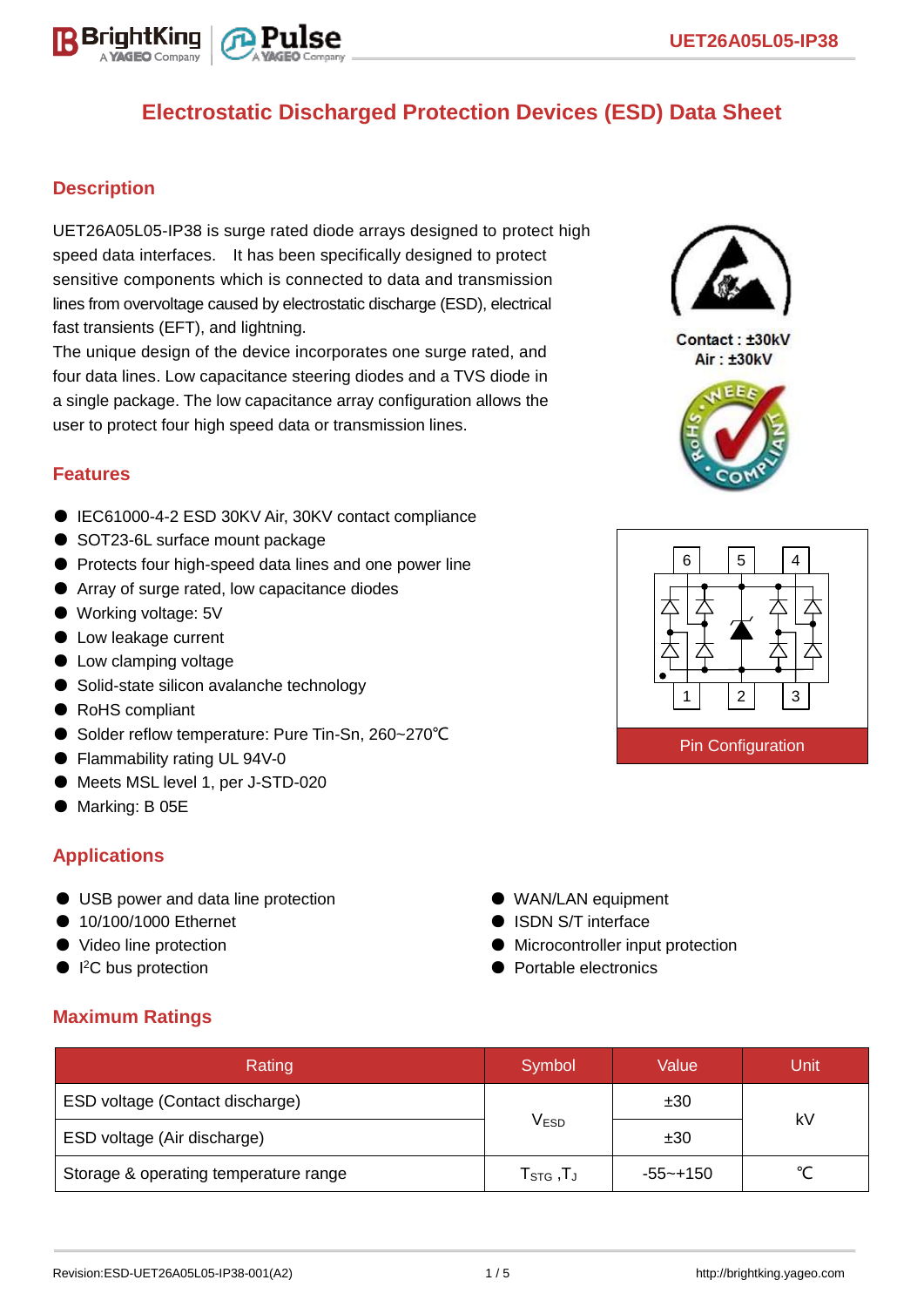# Electrostatic Discharged Protection Devices (ESD) Data Sheet

## Description

UET26A05L05-IP38 is surge rated diode arrays designed to protect high speed data interfaces. It has been specifically designed to protect sensitive components which is connected to data and transmission lines from overvoltage caused by electrostatic discharge (ESD), electrical fast transients (EFT), and lightning.

The unique design of the device incorporates one surge rated, and four data lines. Low capacitance steering diodes and a TVS diode in a single package. The low capacitance array configuration allows the user to protect four high speed data or transmission lines.

Contact : ±30kV
Air : ±30kV

## Features

- IEC61000-4-2 ESD 30KV Air, 30KV contact compliance
- SOT23-6L surface mount package
- Protects four high-speed data lines and one power line
- Array of surge rated, low capacitance diodes
- Working voltage: 5V
- Low leakage current
- Low clamping voltage
- Solid-state silicon avalanche technology
- RoHS compliant
- Solder reflow temperature: Pure Tin-Sn, 260~270℃
- Flammability rating UL 94V-0
- Meets MSL level 1, per J-STD-020
- Marking: B 05E

Pin Configuration

## Applications

- USB power and data line protection
- 10/100/1000 Ethernet
- Video line protection
- I²C bus protection
- WAN/LAN equipment
- ISDN S/T interface
- Microcontroller input protection
- Portable electronics

## Maximum Ratings

| Rating | Symbol | Value | Unit |
|---|---|---|---|
| ESD voltage (Contact discharge) | $V_{ESD}$ | ±30 | kV |
| ESD voltage (Air discharge) | | ±30 | |
| Storage & operating temperature range | $T_{STG}$ ,$T_J$ | -55~+150 | ℃ |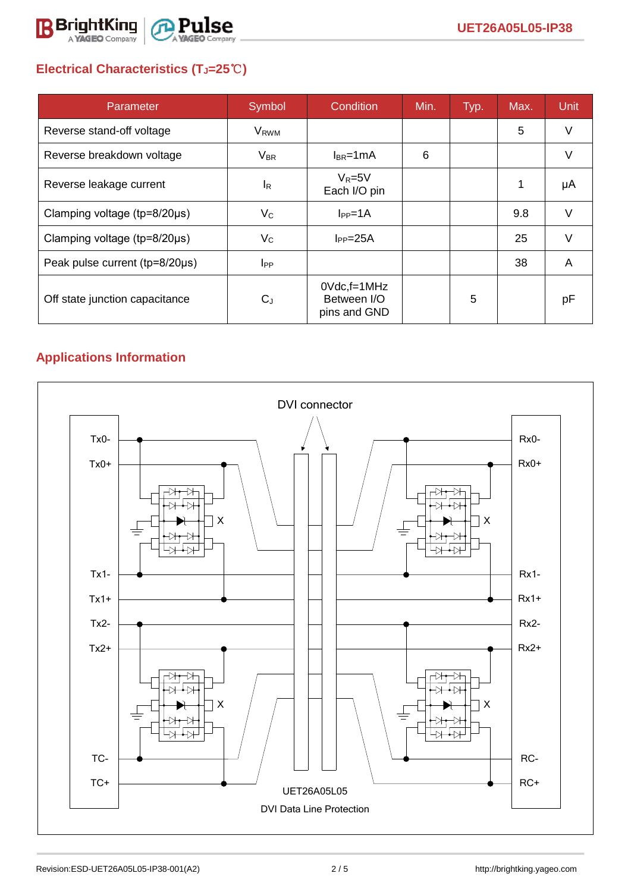## Electrical Characteristics ($T_J$=25℃)

| Parameter | Symbol | Condition | Min. | Typ. | Max. | Unit |
|---|---|---|---|---|---|---|
| Reverse stand-off voltage | $V_{RWM}$ | | | | 5 | V |
| Reverse breakdown voltage | $V_{BR}$ | $I_{BR}$=1mA | 6 | | | V |
| Reverse leakage current | $I_R$ | $V_R$=5V Each I/O pin | | | 1 | μA |
| Clamping voltage (tp=8/20μs) | $V_C$ | $I_{PP}$=1A | | | 9.8 | V |
| Clamping voltage (tp=8/20μs) | $V_C$ | $I_{PP}$=25A | | | 25 | V |
| Peak pulse current (tp=8/20μs) | $I_{PP}$ | | | | 38 | A |
| Off state junction capacitance | $C_J$ | 0Vdc,f=1MHz Between I/O pins and GND | | 5 | | pF |

## Applications Information

DVI connector

Tx0- Tx0+ Tx1- Tx1+ Tx2- Tx2+ TC- TC+

Rx0- Rx0+ Rx1- Rx1+ Rx2- Rx2+ RC- RC+

UET26A05L05

DVI Data Line Protection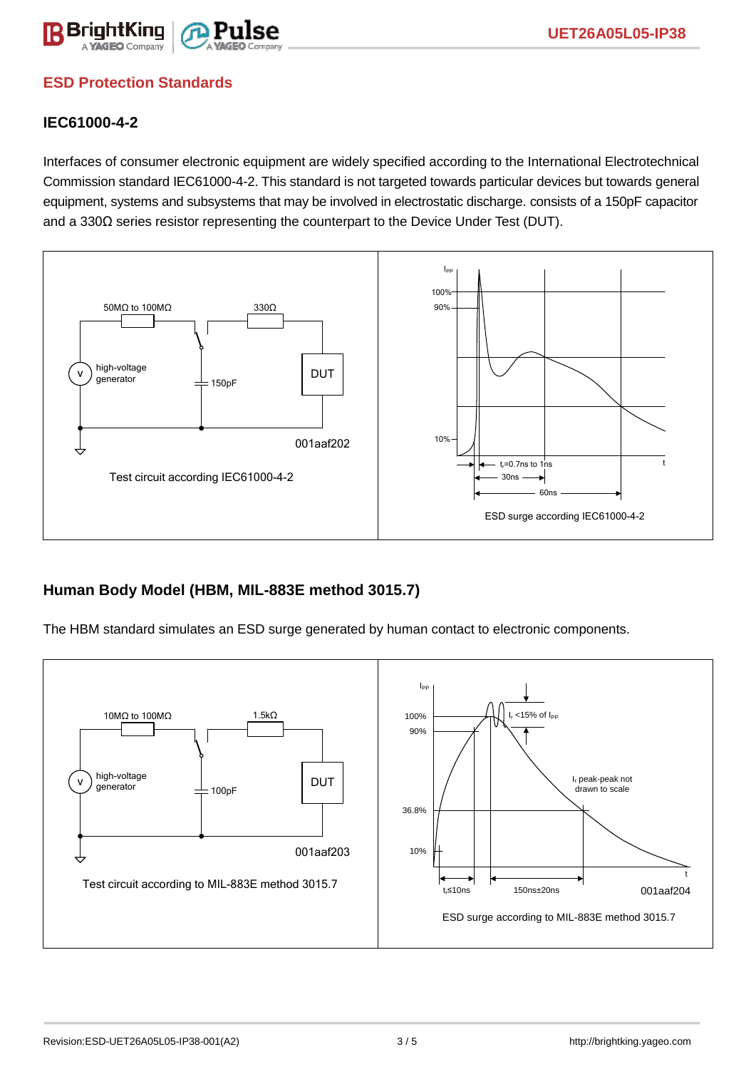## ESD Protection Standards

### IEC61000-4-2

Interfaces of consumer electronic equipment are widely specified according to the International Electrotechnical Commission standard IEC61000-4-2. This standard is not targeted towards particular devices but towards general equipment, systems and subsystems that may be involved in electrostatic discharge. consists of a 150pF capacitor and a 330Ω series resistor representing the counterpart to the Device Under Test (DUT).

Test circuit according IEC61000-4-2

ESD surge according IEC61000-4-2

### Human Body Model (HBM, MIL-883E method 3015.7)

The HBM standard simulates an ESD surge generated by human contact to electronic components.

Test circuit according to MIL-883E method 3015.7

ESD surge according to MIL-883E method 3015.7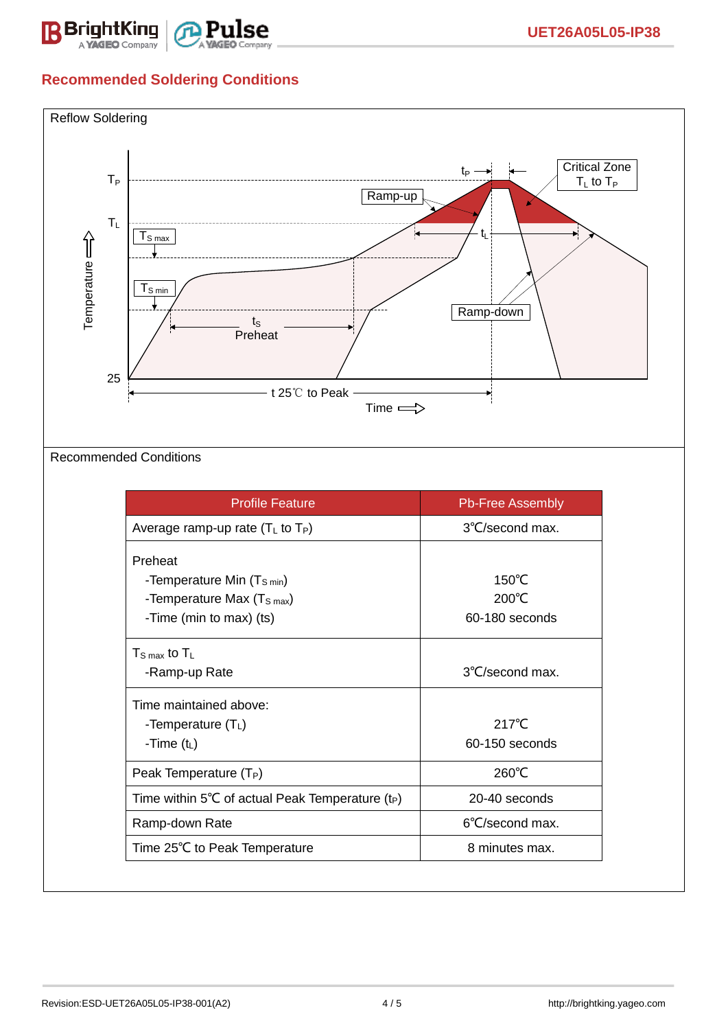## Recommended Soldering Conditions

Reflow Soldering

Recommended Conditions

| Profile Feature | Pb-Free Assembly |
|---|---|
| Average ramp-up rate ($T_L$ to $T_P$) | 3℃/second max. |
| Preheat<br>-Temperature Min ($T_{S\ min}$)<br>-Temperature Max ($T_{S\ max}$)<br>-Time (min to max) (ts) | 150℃<br>200℃<br>60-180 seconds |
| $T_{S\ max}$ to $T_L$<br>-Ramp-up Rate | 3℃/second max. |
| Time maintained above:<br>-Temperature ($T_L$)<br>-Time ($t_L$) | 217℃<br>60-150 seconds |
| Peak Temperature ($T_P$) | 260℃ |
| Time within 5℃ of actual Peak Temperature ($t_P$) | 20-40 seconds |
| Ramp-down Rate | 6℃/second max. |
| Time 25℃ to Peak Temperature | 8 minutes max. |

Revision:ESD-UET26A05L05-IP38-001(A2)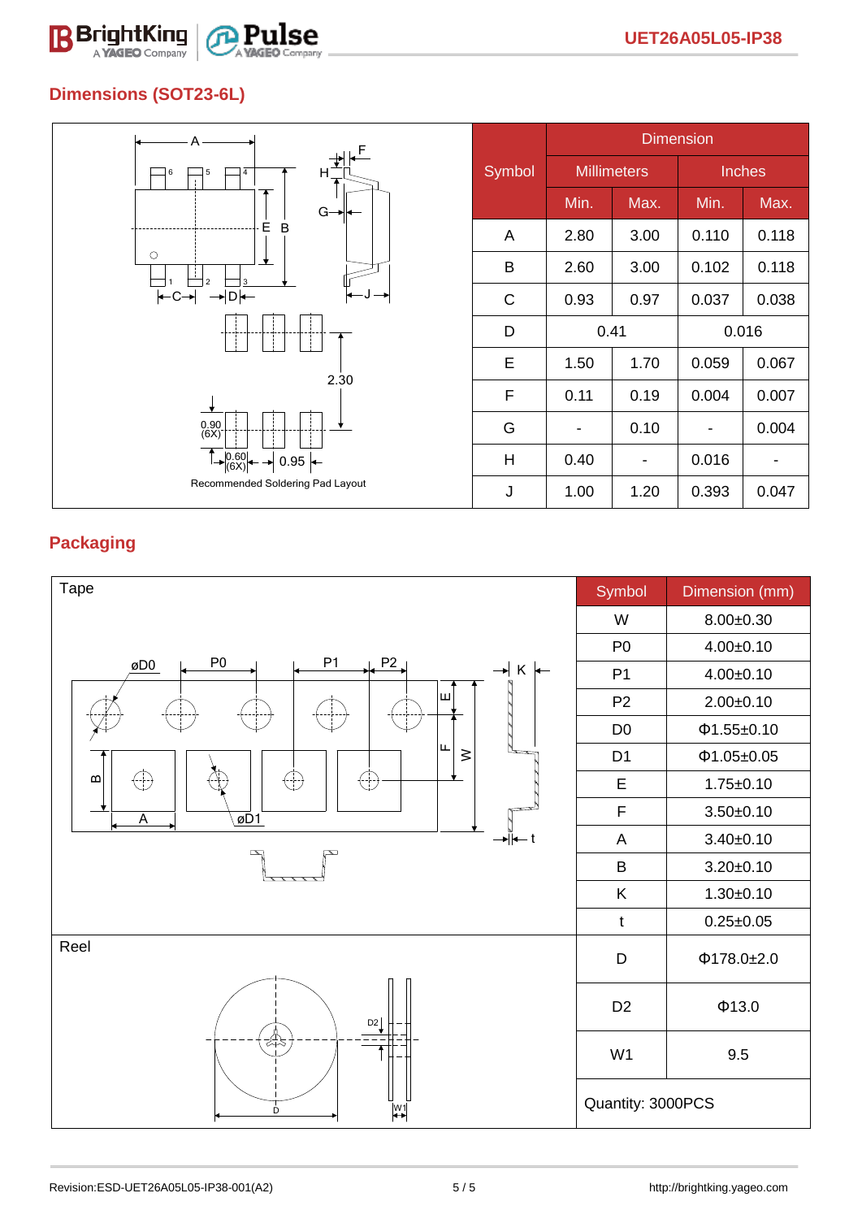## Dimensions (SOT23-6L)

A

F

H

G

E B

C

D

J

6 5 4

1 2 3

2.30

0.90 (6X)

0.60 (6X)

0.95

Recommended Soldering Pad Layout

| Symbol | Dimension | | | |
|---|---|---|---|---|
| | Millimeters | | Inches | |
| | Min. | Max. | Min. | Max. |
| A | 2.80 | 3.00 | 0.110 | 0.118 |
| B | 2.60 | 3.00 | 0.102 | 0.118 |
| C | 0.93 | 0.97 | 0.037 | 0.038 |
| D | 0.41 | | 0.016 | |
| E | 1.50 | 1.70 | 0.059 | 0.067 |
| F | 0.11 | 0.19 | 0.004 | 0.007 |
| G | - | 0.10 | - | 0.004 |
| H | 0.40 | - | 0.016 | - |
| J | 1.00 | 1.20 | 0.393 | 0.047 |

## Packaging

Tape

øD0 P0 P1 P2 K

E F W

B A øD1 t

Reel

D2

D W1

| Symbol | Dimension (mm) |
|---|---|
| W | 8.00±0.30 |
| P0 | 4.00±0.10 |
| P1 | 4.00±0.10 |
| P2 | 2.00±0.10 |
| D0 | Φ1.55±0.10 |
| D1 | Φ1.05±0.05 |
| E | 1.75±0.10 |
| F | 3.50±0.10 |
| A | 3.40±0.10 |
| B | 3.20±0.10 |
| K | 1.30±0.10 |
| t | 0.25±0.05 |
| D | Φ178.0±2.0 |
| D2 | Φ13.0 |
| W1 | 9.5 |
| Quantity: 3000PCS | |

Revision:ESD-UET26A05L05-IP38-001(A2)

http://brightking.yageo.com